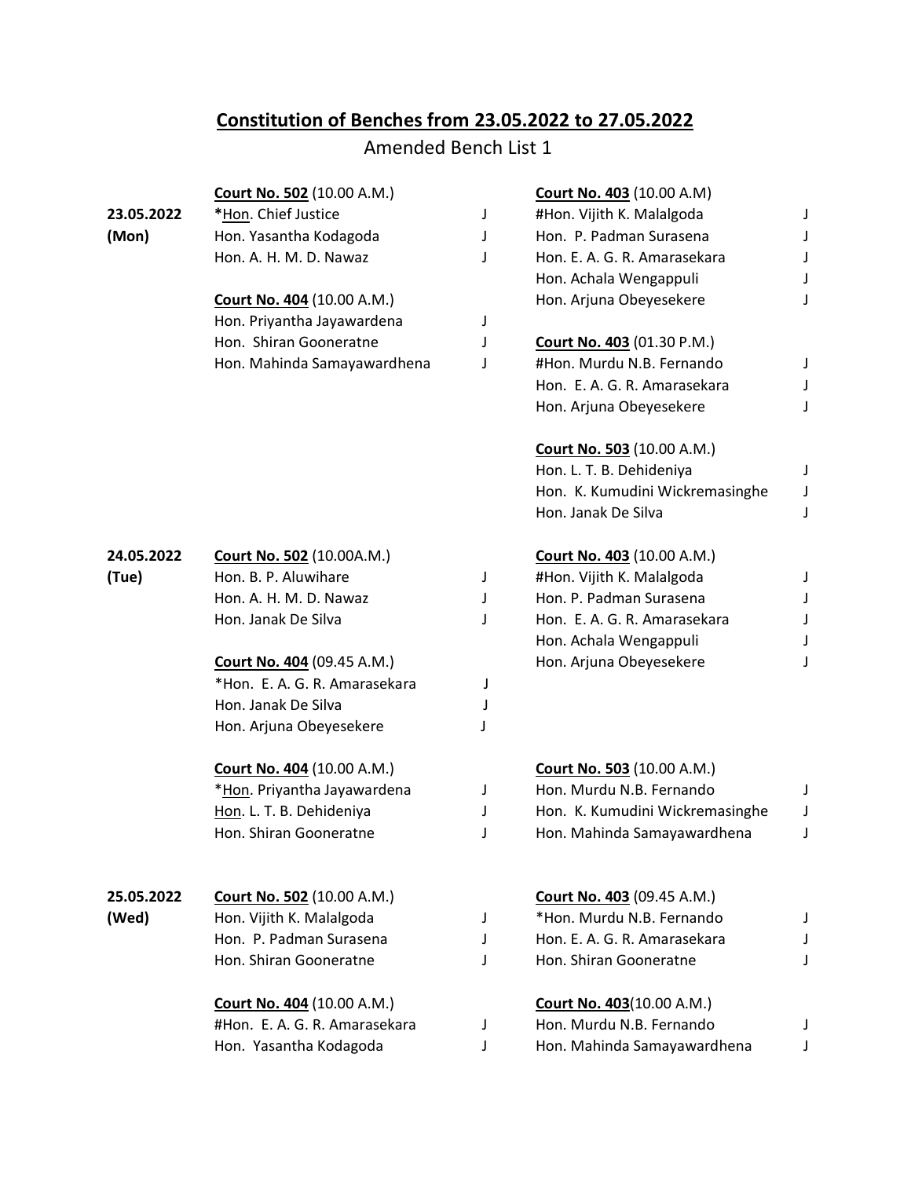## Constitution of Benches from 23.05.2022 to 27.05.2022

Amended Bench List 1

**23.05.2022 (Mon)**

**Court No. 502** (10.00 A.M.)
*Hon. Chief Justice J
Hon. Yasantha Kodagoda J
Hon. A. H. M. D. Nawaz J

**Court No. 404** (10.00 A.M.)
Hon. Priyantha Jayawardena J
Hon. Shiran Gooneratne J
Hon. Mahinda Samayawardhena J

**Court No. 403** (10.00 A.M)
#Hon. Vijith K. Malalgoda J
Hon. P. Padman Surasena J
Hon. E. A. G. R. Amarasekara J
Hon. Achala Wengappuli J
Hon. Arjuna Obeyesekere J

**Court No. 403** (01.30 P.M.)
#Hon. Murdu N.B. Fernando J
Hon. E. A. G. R. Amarasekara J
Hon. Arjuna Obeyesekere J

**Court No. 503** (10.00 A.M.)
Hon. L. T. B. Dehideniya J
Hon. K. Kumudini Wickremasinghe J
Hon. Janak De Silva J

**24.05.2022 (Tue)**

**Court No. 502** (10.00A.M.)
Hon. B. P. Aluwihare J
Hon. A. H. M. D. Nawaz J
Hon. Janak De Silva J

**Court No. 404** (09.45 A.M.)
*Hon. E. A. G. R. Amarasekara J
Hon. Janak De Silva J
Hon. Arjuna Obeyesekere J

**Court No. 404** (10.00 A.M.)
*Hon. Priyantha Jayawardena J
Hon. L. T. B. Dehideniya J
Hon. Shiran Gooneratne J

**Court No. 403** (10.00 A.M.)
#Hon. Vijith K. Malalgoda J
Hon. P. Padman Surasena J
Hon. E. A. G. R. Amarasekara J
Hon. Achala Wengappuli J
Hon. Arjuna Obeyesekere J

**Court No. 503** (10.00 A.M.)
Hon. Murdu N.B. Fernando J
Hon. K. Kumudini Wickremasinghe J
Hon. Mahinda Samayawardhena J

**25.05.2022 (Wed)**

**Court No. 502** (10.00 A.M.)
Hon. Vijith K. Malalgoda J
Hon. P. Padman Surasena J
Hon. Shiran Gooneratne J

**Court No. 404** (10.00 A.M.)
#Hon. E. A. G. R. Amarasekara J
Hon. Yasantha Kodagoda J

**Court No. 403** (09.45 A.M.)
*Hon. Murdu N.B. Fernando J
Hon. E. A. G. R. Amarasekara J
Hon. Shiran Gooneratne J

**Court No. 403**(10.00 A.M.)
Hon. Murdu N.B. Fernando J
Hon. Mahinda Samayawardhena J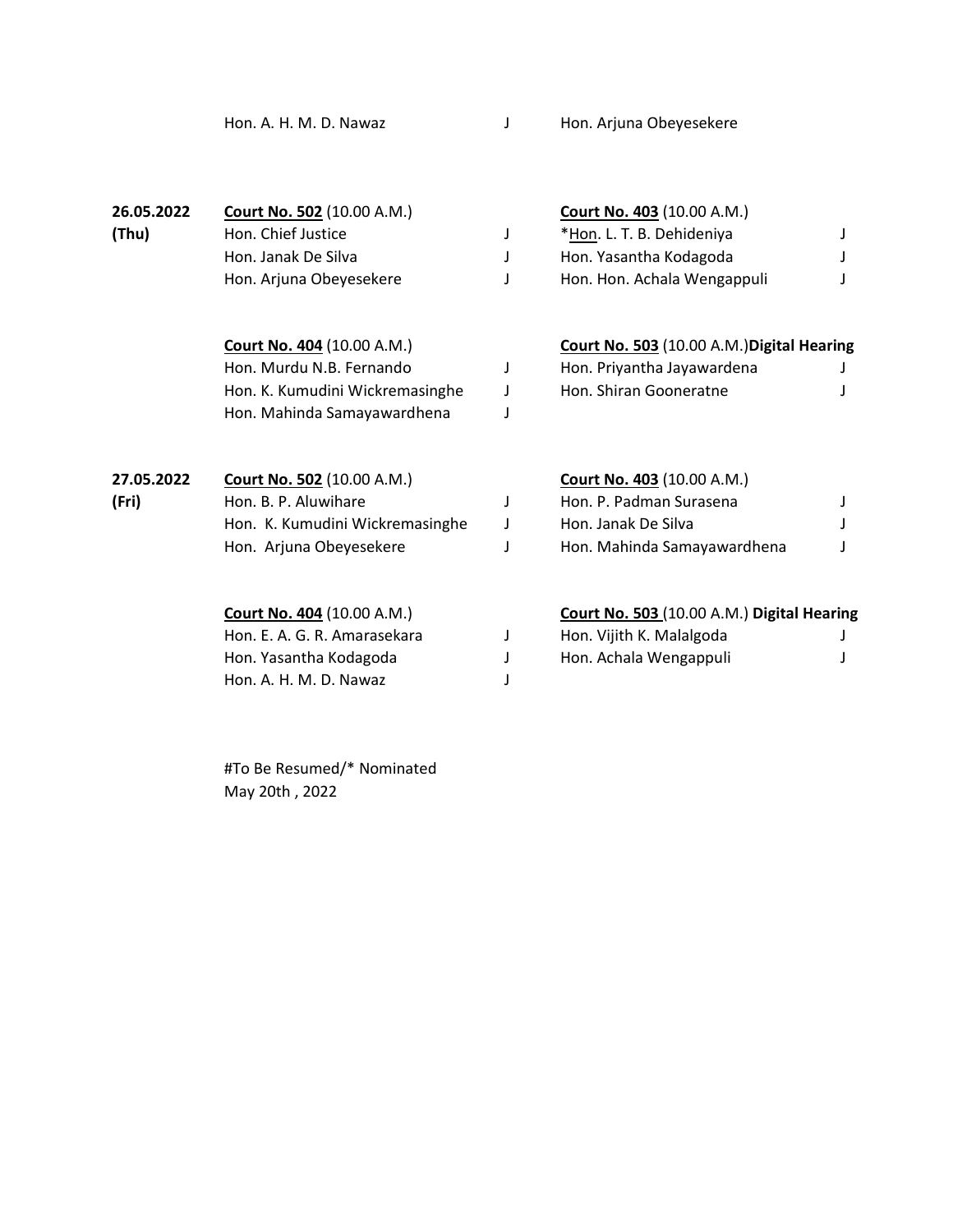| | | | | |
|---|---|---|---|---|
| | Hon. A. H. M. D. Nawaz | J | Hon. Arjuna Obeyesekere | |
| **26.05.2022 (Thu)** | **Court No. 502** (10.00 A.M.) | | **Court No. 403** (10.00 A.M.) | |
| | Hon. Chief Justice | J | *Hon. L. T. B. Dehideniya | J |
| | Hon. Janak De Silva | J | Hon. Yasantha Kodagoda | J |
| | Hon. Arjuna Obeyesekere | J | Hon. Hon. Achala Wengappuli | J |
| | **Court No. 404** (10.00 A.M.) | | **Court No. 503** (10.00 A.M.)**Digital Hearing** | |
| | Hon. Murdu N.B. Fernando | J | Hon. Priyantha Jayawardena | J |
| | Hon. K. Kumudini Wickremasinghe | J | Hon. Shiran Gooneratne | J |
| | Hon. Mahinda Samayawardhena | J | | |
| **27.05.2022 (Fri)** | **Court No. 502** (10.00 A.M.) | | **Court No. 403** (10.00 A.M.) | |
| | Hon. B. P. Aluwihare | J | Hon. P. Padman Surasena | J |
| | Hon. K. Kumudini Wickremasinghe | J | Hon. Janak De Silva | J |
| | Hon. Arjuna Obeyesekere | J | Hon. Mahinda Samayawardhena | J |
| | **Court No. 404** (10.00 A.M.) | | **Court No. 503** (10.00 A.M.) **Digital Hearing** | |
| | Hon. E. A. G. R. Amarasekara | J | Hon. Vijith K. Malalgoda | J |
| | Hon. Yasantha Kodagoda | J | Hon. Achala Wengappuli | J |
| | Hon. A. H. M. D. Nawaz | J | | |

#To Be Resumed/* Nominated
May 20th , 2022